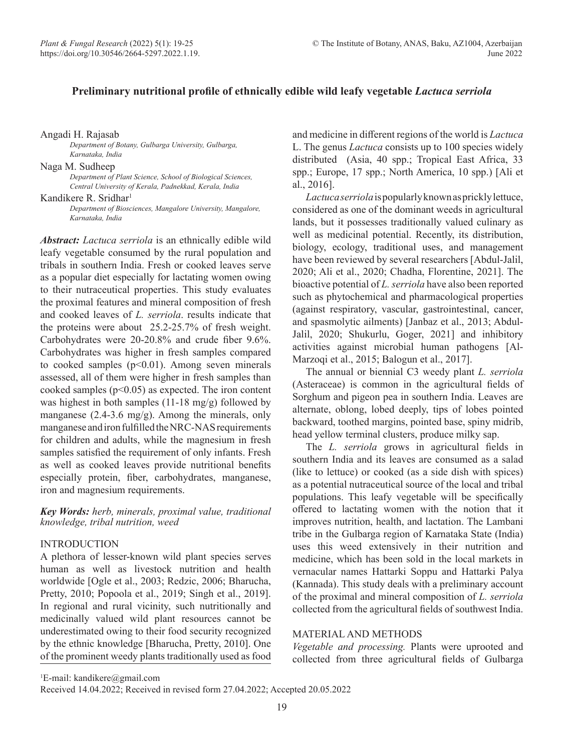# Preliminary nutritional profile of ethnically edible wild leafy vegetable *Lactuca serriola*

Angadi H. Rajasab

*Department of Botany, Gulbarga University, Gulbarga, Karnataka, India*

Naga M. Sudheep

*Department of Plant Science, School of Biological Sciences, Central University of Kerala, Padnekkad, Kerala, India*

Kandikere R. Sridhar[1]

*Department of Biosciences, Mangalore University, Mangalore, Karnataka, India*

***Abstract:*** *Lactuca serriola* is an ethnically edible wild leafy vegetable consumed by the rural population and tribals in southern India. Fresh or cooked leaves serve as a popular diet especially for lactating women owing to their nutraceutical properties. This study evaluates the proximal features and mineral composition of fresh and cooked leaves of *L. serriola*. results indicate that the proteins were about 25.2-25.7% of fresh weight. Carbohydrates were 20-20.8% and crude fiber 9.6%. Carbohydrates was higher in fresh samples compared to cooked samples ($p<0.01$). Among seven minerals assessed, all of them were higher in fresh samples than cooked samples ($p<0.05$) as expected. The iron content was highest in both samples (11-18 mg/g) followed by manganese (2.4-3.6 mg/g). Among the minerals, only manganese and iron fulfilled the NRC-NAS requirements for children and adults, while the magnesium in fresh samples satisfied the requirement of only infants. Fresh as well as cooked leaves provide nutritional benefits especially protein, fiber, carbohydrates, manganese, iron and magnesium requirements.

***Key Words:*** *herb, minerals, proximal value, traditional knowledge, tribal nutrition, weed*

## INTRODUCTION

A plethora of lesser-known wild plant species serves human as well as livestock nutrition and health worldwide [Ogle et al., 2003; Redzic, 2006; Bharucha, Pretty, 2010; Popoola et al., 2019; Singh et al., 2019]. In regional and rural vicinity, such nutritionally and medicinally valued wild plant resources cannot be underestimated owing to their food security recognized by the ethnic knowledge [Bharucha, Pretty, 2010]. One of the prominent weedy plants traditionally used as food and medicine in different regions of the world is *Lactuca* L. The genus *Lactuca* consists up to 100 species widely distributed (Asia, 40 spp.; Tropical East Africa, 33 spp.; Europe, 17 spp.; North America, 10 spp.) [Ali et al., 2016].

*Lactuca serriola* is popularly known as prickly lettuce, considered as one of the dominant weeds in agricultural lands, but it possesses traditionally valued culinary as well as medicinal potential. Recently, its distribution, biology, ecology, traditional uses, and management have been reviewed by several researchers [Abdul-Jalil, 2020; Ali et al., 2020; Chadha, Florentine, 2021]. The bioactive potential of *L. serriola* have also been reported such as phytochemical and pharmacological properties (against respiratory, vascular, gastrointestinal, cancer, and spasmolytic ailments) [Janbaz et al., 2013; Abdul-Jalil, 2020; Shukurlu, Goger, 2021] and inhibitory activities against microbial human pathogens [Al-Marzoqi et al., 2015; Balogun et al., 2017].

The annual or biennial C3 weedy plant *L. serriola* (Asteraceae) is common in the agricultural fields of Sorghum and pigeon pea in southern India. Leaves are alternate, oblong, lobed deeply, tips of lobes pointed backward, toothed margins, pointed base, spiny midrib, head yellow terminal clusters, produce milky sap.

The *L. serriola* grows in agricultural fields in southern India and its leaves are consumed as a salad (like to lettuce) or cooked (as a side dish with spices) as a potential nutraceutical source of the local and tribal populations. This leafy vegetable will be specifically offered to lactating women with the notion that it improves nutrition, health, and lactation. The Lambani tribe in the Gulbarga region of Karnataka State (India) uses this weed extensively in their nutrition and medicine, which has been sold in the local markets in vernacular names Hattarki Soppu and Hattarki Palya (Kannada). This study deals with a preliminary account of the proximal and mineral composition of *L. serriola* collected from the agricultural fields of southwest India.

## MATERIAL AND METHODS

*Vegetable and processing.* Plants were uprooted and collected from three agricultural fields of Gulbarga

[1]E-mail: kandikere@gmail.com

Received 14.04.2022; Received in revised form 27.04.2022; Accepted 20.05.2022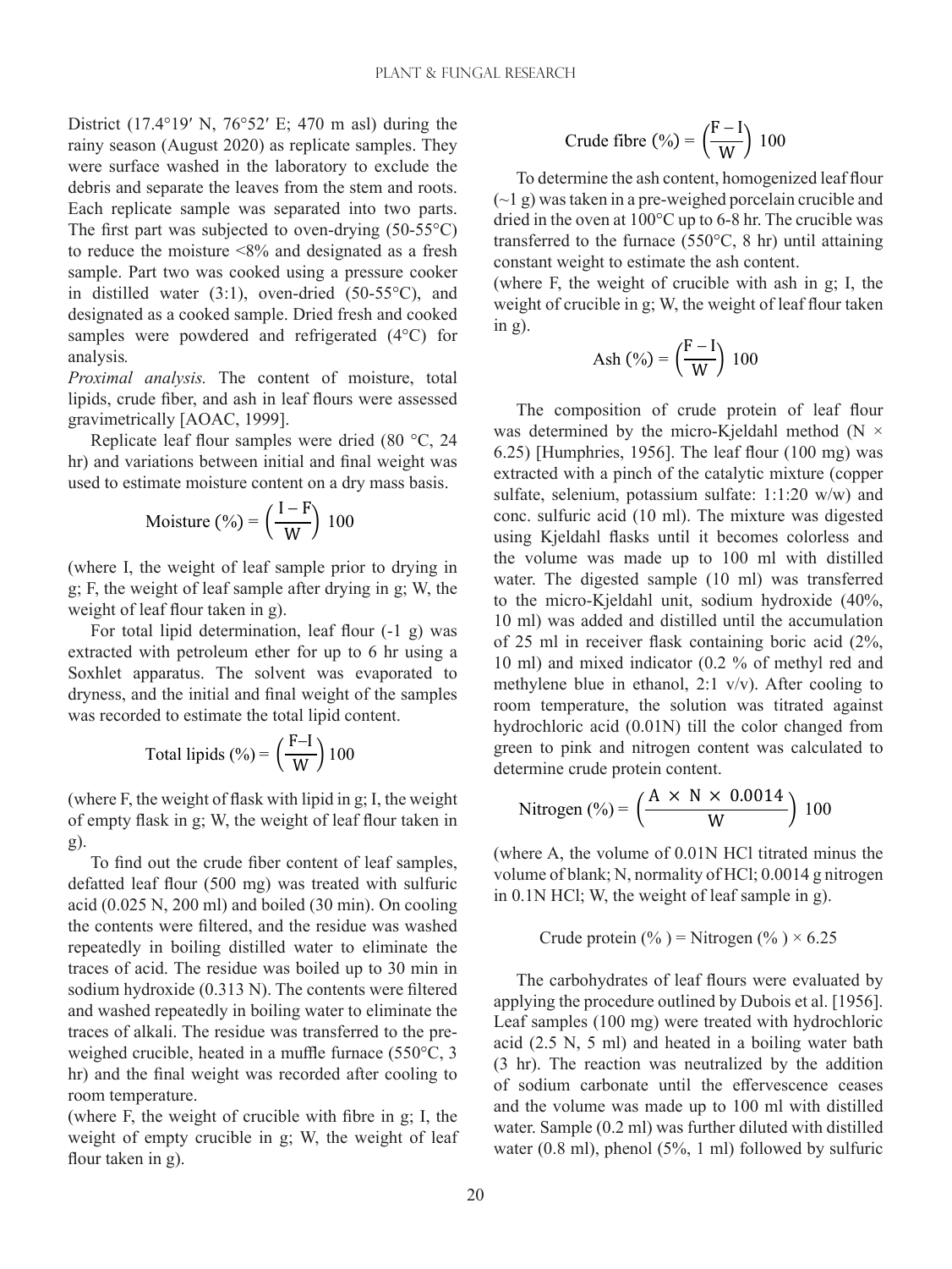District (17.4°19′ N, 76°52′ E; 470 m asl) during the rainy season (August 2020) as replicate samples. They were surface washed in the laboratory to exclude the debris and separate the leaves from the stem and roots. Each replicate sample was separated into two parts. The first part was subjected to oven-drying (50-55°C) to reduce the moisture <8% and designated as a fresh sample. Part two was cooked using a pressure cooker in distilled water (3:1), oven-dried (50-55°C), and designated as a cooked sample. Dried fresh and cooked samples were powdered and refrigerated (4°C) for analysis.

*Proximal analysis.* The content of moisture, total lipids, crude fiber, and ash in leaf flours were assessed gravimetrically [AOAC, 1999].

Replicate leaf flour samples were dried (80 °C, 24 hr) and variations between initial and final weight was used to estimate moisture content on a dry mass basis.

$$\text{Moisture (\%)} = \left(\frac{\text{I} - \text{F}}{\text{W}}\right) 100$$

(where I, the weight of leaf sample prior to drying in g; F, the weight of leaf sample after drying in g; W, the weight of leaf flour taken in g).

For total lipid determination, leaf flour (-1 g) was extracted with petroleum ether for up to 6 hr using a Soxhlet apparatus. The solvent was evaporated to dryness, and the initial and final weight of the samples was recorded to estimate the total lipid content.

$$\text{Total lipids (\%)} = \left(\frac{\text{F–I}}{\text{W}}\right) 100$$

(where F, the weight of flask with lipid in g; I, the weight of empty flask in g; W, the weight of leaf flour taken in g).

To find out the crude fiber content of leaf samples, defatted leaf flour (500 mg) was treated with sulfuric acid (0.025 N, 200 ml) and boiled (30 min). On cooling the contents were filtered, and the residue was washed repeatedly in boiling distilled water to eliminate the traces of acid. The residue was boiled up to 30 min in sodium hydroxide (0.313 N). The contents were filtered and washed repeatedly in boiling water to eliminate the traces of alkali. The residue was transferred to the pre-weighed crucible, heated in a muffle furnace (550°C, 3 hr) and the final weight was recorded after cooling to room temperature.

(where F, the weight of crucible with fibre in g; I, the weight of empty crucible in g; W, the weight of leaf flour taken in g).

$$\text{Crude fibre (\%)} = \left(\frac{\text{F} - \text{I}}{\text{W}}\right) 100$$

To determine the ash content, homogenized leaf flour (~1 g) was taken in a pre-weighed porcelain crucible and dried in the oven at 100°C up to 6-8 hr. The crucible was transferred to the furnace (550°C, 8 hr) until attaining constant weight to estimate the ash content.

(where F, the weight of crucible with ash in g; I, the weight of crucible in g; W, the weight of leaf flour taken in g).

$$\text{Ash (\%)} = \left(\frac{\text{F} - \text{I}}{\text{W}}\right) 100$$

The composition of crude protein of leaf flour was determined by the micro-Kjeldahl method (N × 6.25) [Humphries, 1956]. The leaf flour (100 mg) was extracted with a pinch of the catalytic mixture (copper sulfate, selenium, potassium sulfate: 1:1:20 w/w) and conc. sulfuric acid (10 ml). The mixture was digested using Kjeldahl flasks until it becomes colorless and the volume was made up to 100 ml with distilled water. The digested sample (10 ml) was transferred to the micro-Kjeldahl unit, sodium hydroxide (40%, 10 ml) was added and distilled until the accumulation of 25 ml in receiver flask containing boric acid (2%, 10 ml) and mixed indicator (0.2 % of methyl red and methylene blue in ethanol, 2:1 v/v). After cooling to room temperature, the solution was titrated against hydrochloric acid (0.01N) till the color changed from green to pink and nitrogen content was calculated to determine crude protein content.

$$\text{Nitrogen (\%)} = \left(\frac{\text{A} \times \text{N} \times 0.0014}{\text{W}}\right) 100$$

(where A, the volume of 0.01N HCl titrated minus the volume of blank; N, normality of HCl; 0.0014 g nitrogen in 0.1N HCl; W, the weight of leaf sample in g).

$$\text{Crude protein (\%)} = \text{Nitrogen (\%)} \times 6.25$$

The carbohydrates of leaf flours were evaluated by applying the procedure outlined by Dubois et al. [1956]. Leaf samples (100 mg) were treated with hydrochloric acid (2.5 N, 5 ml) and heated in a boiling water bath (3 hr). The reaction was neutralized by the addition of sodium carbonate until the effervescence ceases and the volume was made up to 100 ml with distilled water. Sample (0.2 ml) was further diluted with distilled water (0.8 ml), phenol (5%, 1 ml) followed by sulfuric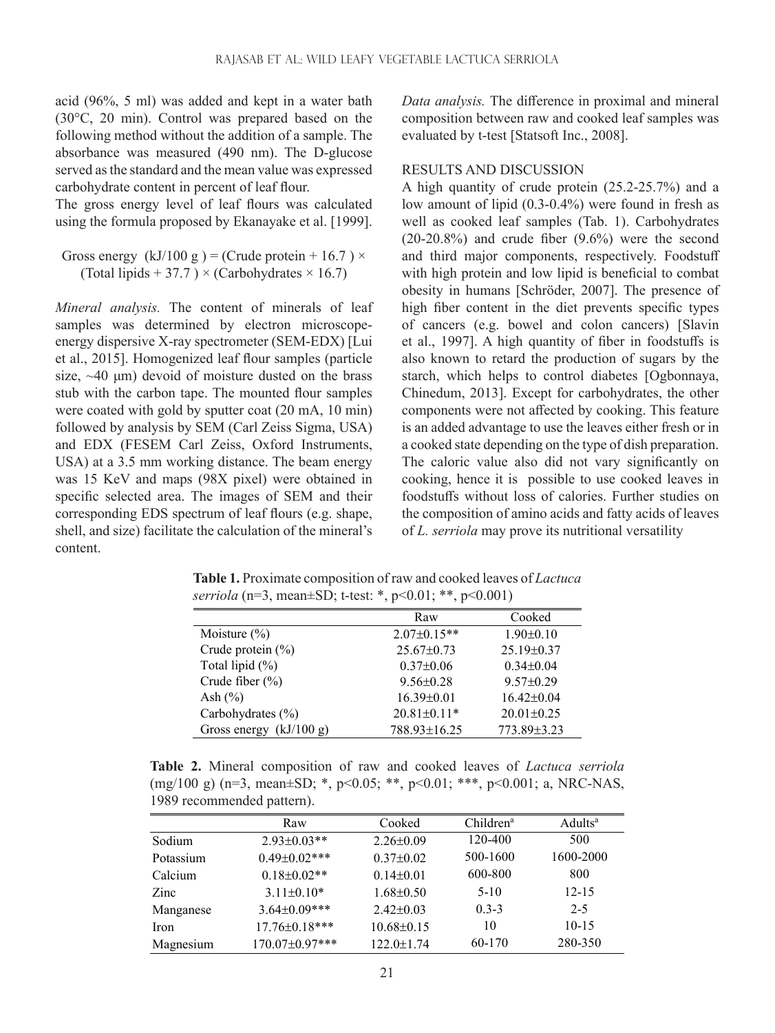acid (96%, 5 ml) was added and kept in a water bath (30°C, 20 min). Control was prepared based on the following method without the addition of a sample. The absorbance was measured (490 nm). The D-glucose served as the standard and the mean value was expressed carbohydrate content in percent of leaf flour.

The gross energy level of leaf flours was calculated using the formula proposed by Ekanayake et al. [1999].

$$\text{Gross energy (kJ/100 g)} = (\text{Crude protein} + 16.7) \times (\text{Total lipids} + 37.7) \times (\text{Carbohydrates} \times 16.7)$$

*Mineral analysis.* The content of minerals of leaf samples was determined by electron microscope-energy dispersive X-ray spectrometer (SEM-EDX) [Lui et al., 2015]. Homogenized leaf flour samples (particle size, ~40 μm) devoid of moisture dusted on the brass stub with the carbon tape. The mounted flour samples were coated with gold by sputter coat (20 mA, 10 min) followed by analysis by SEM (Carl Zeiss Sigma, USA) and EDX (FESEM Carl Zeiss, Oxford Instruments, USA) at a 3.5 mm working distance. The beam energy was 15 KeV and maps (98X pixel) were obtained in specific selected area. The images of SEM and their corresponding EDS spectrum of leaf flours (e.g. shape, shell, and size) facilitate the calculation of the mineral's content.

*Data analysis.* The difference in proximal and mineral composition between raw and cooked leaf samples was evaluated by t-test [Statsoft Inc., 2008].

## RESULTS AND DISCUSSION

A high quantity of crude protein (25.2-25.7%) and a low amount of lipid (0.3-0.4%) were found in fresh as well as cooked leaf samples (Tab. 1). Carbohydrates (20-20.8%) and crude fiber (9.6%) were the second and third major components, respectively. Foodstuff with high protein and low lipid is beneficial to combat obesity in humans [Schröder, 2007]. The presence of high fiber content in the diet prevents specific types of cancers (e.g. bowel and colon cancers) [Slavin et al., 1997]. A high quantity of fiber in foodstuffs is also known to retard the production of sugars by the starch, which helps to control diabetes [Ogbonnaya, Chinedum, 2013]. Except for carbohydrates, the other components were not affected by cooking. This feature is an added advantage to use the leaves either fresh or in a cooked state depending on the type of dish preparation. The caloric value also did not vary significantly on cooking, hence it is possible to use cooked leaves in foodstuffs without loss of calories. Further studies on the composition of amino acids and fatty acids of leaves of *L. serriola* may prove its nutritional versatility

**Table 1.** Proximate composition of raw and cooked leaves of *Lactuca serriola* (n=3, mean±SD; t-test: *, $p<0.01$; **, $p<0.001$)

| | Raw | Cooked |
|---|---|---|
| Moisture (%) | 2.07±0.15** | 1.90±0.10 |
| Crude protein (%) | 25.67±0.73 | 25.19±0.37 |
| Total lipid (%) | 0.37±0.06 | 0.34±0.04 |
| Crude fiber (%) | 9.56±0.28 | 9.57±0.29 |
| Ash (%) | 16.39±0.01 | 16.42±0.04 |
| Carbohydrates (%) | 20.81±0.11* | 20.01±0.25 |
| Gross energy (kJ/100 g) | 788.93±16.25 | 773.89±3.23 |

**Table 2.** Mineral composition of raw and cooked leaves of *Lactuca serriola* (mg/100 g) (n=3, mean±SD; *, $p<0.05$; **, $p<0.01$; ***, $p<0.001$; a, NRC-NAS, 1989 recommended pattern).

| | Raw | Cooked | Children[a] | Adults[a] |
|---|---|---|---|---|
| Sodium | 2.93±0.03** | 2.26±0.09 | 120-400 | 500 |
| Potassium | 0.49±0.02*** | 0.37±0.02 | 500-1600 | 1600-2000 |
| Calcium | 0.18±0.02** | 0.14±0.01 | 600-800 | 800 |
| Zinc | 3.11±0.10* | 1.68±0.50 | 5-10 | 12-15 |
| Manganese | 3.64±0.09*** | 2.42±0.03 | 0.3-3 | 2-5 |
| Iron | 17.76±0.18*** | 10.68±0.15 | 10 | 10-15 |
| Magnesium | 170.07±0.97*** | 122.0±1.74 | 60-170 | 280-350 |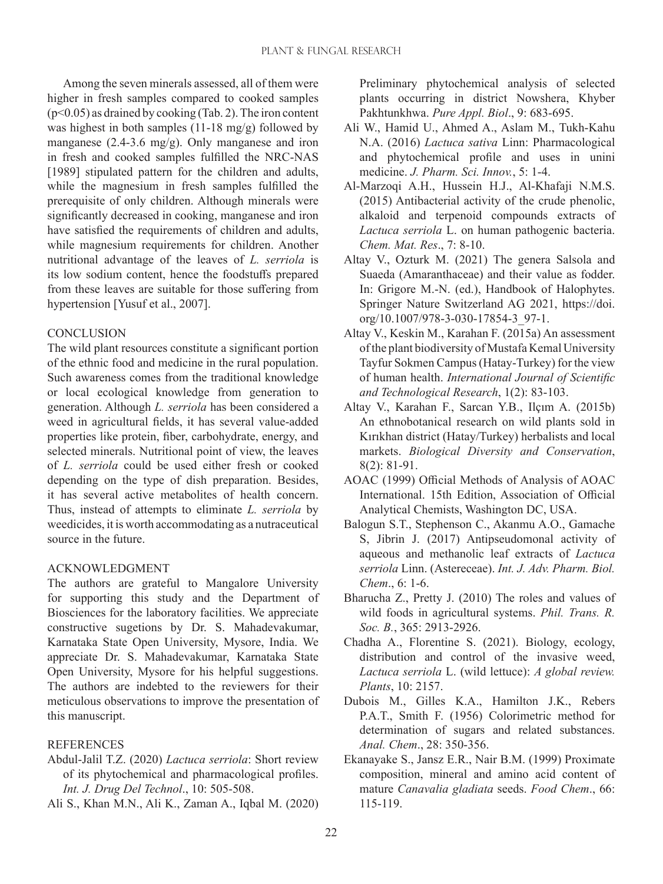Among the seven minerals assessed, all of them were higher in fresh samples compared to cooked samples ($p<0.05$) as drained by cooking (Tab. 2). The iron content was highest in both samples (11-18 mg/g) followed by manganese (2.4-3.6 mg/g). Only manganese and iron in fresh and cooked samples fulfilled the NRC-NAS [1989] stipulated pattern for the children and adults, while the magnesium in fresh samples fulfilled the prerequisite of only children. Although minerals were significantly decreased in cooking, manganese and iron have satisfied the requirements of children and adults, while magnesium requirements for children. Another nutritional advantage of the leaves of *L. serriola* is its low sodium content, hence the foodstuffs prepared from these leaves are suitable for those suffering from hypertension [Yusuf et al., 2007].

## CONCLUSION

The wild plant resources constitute a significant portion of the ethnic food and medicine in the rural population. Such awareness comes from the traditional knowledge or local ecological knowledge from generation to generation. Although *L. serriola* has been considered a weed in agricultural fields, it has several value-added properties like protein, fiber, carbohydrate, energy, and selected minerals. Nutritional point of view, the leaves of *L. serriola* could be used either fresh or cooked depending on the type of dish preparation. Besides, it has several active metabolites of health concern. Thus, instead of attempts to eliminate *L. serriola* by weedicides, it is worth accommodating as a nutraceutical source in the future.

## ACKNOWLEDGMENT

The authors are grateful to Mangalore University for supporting this study and the Department of Biosciences for the laboratory facilities. We appreciate constructive sugetions by Dr. S. Mahadevakumar, Karnataka State Open University, Mysore, India. We appreciate Dr. S. Mahadevakumar, Karnataka State Open University, Mysore for his helpful suggestions. The authors are indebted to the reviewers for their meticulous observations to improve the presentation of this manuscript.

## REFERENCES

Abdul-Jalil T.Z. (2020) *Lactuca serriola*: Short review of its phytochemical and pharmacological profiles. *Int. J. Drug Del Technol*., 10: 505-508.

Ali S., Khan M.N., Ali K., Zaman A., Iqbal M. (2020) Preliminary phytochemical analysis of selected plants occurring in district Nowshera, Khyber Pakhtunkhwa. *Pure Appl. Biol*., 9: 683-695.

Ali W., Hamid U., Ahmed A., Aslam M., Tukh-Kahu N.A. (2016) *Lactuca sativa* Linn: Pharmacological and phytochemical profile and uses in unini medicine. *J. Pharm. Sci. Innov.*, 5: 1-4.

Al-Marzoqi A.H., Hussein H.J., Al-Khafaji N.M.S. (2015) Antibacterial activity of the crude phenolic, alkaloid and terpenoid compounds extracts of *Lactuca serriola* L. on human pathogenic bacteria. *Chem. Mat. Res*., 7: 8-10.

Altay V., Ozturk M. (2021) The genera Salsola and Suaeda (Amaranthaceae) and their value as fodder. In: Grigore M.-N. (ed.), Handbook of Halophytes. Springer Nature Switzerland AG 2021, https://doi.org/10.1007/978-3-030-17854-3_97-1.

Altay V., Keskin M., Karahan F. (2015a) An assessment of the plant biodiversity of Mustafa Kemal University Tayfur Sokmen Campus (Hatay-Turkey) for the view of human health. *International Journal of Scientific and Technological Research*, 1(2): 83-103.

Altay V., Karahan F., Sarcan Y.B., Ilçım A. (2015b) An ethnobotanical research on wild plants sold in Kırıkhan district (Hatay/Turkey) herbalists and local markets. *Biological Diversity and Conservation*, 8(2): 81-91.

AOAC (1999) Official Methods of Analysis of AOAC International. 15th Edition, Association of Official Analytical Chemists, Washington DC, USA.

Balogun S.T., Stephenson C., Akanmu A.O., Gamache S, Jibrin J. (2017) Antipseudomonal activity of aqueous and methanolic leaf extracts of *Lactuca serriola* Linn. (Astereceae). *Int. J. Adv. Pharm. Biol. Chem*., 6: 1-6.

Bharucha Z., Pretty J. (2010) The roles and values of wild foods in agricultural systems. *Phil. Trans. R. Soc. B.*, 365: 2913-2926.

Chadha A., Florentine S. (2021). Biology, ecology, distribution and control of the invasive weed, *Lactuca serriola* L. (wild lettuce): *A global review. Plants*, 10: 2157.

Dubois M., Gilles K.A., Hamilton J.K., Rebers P.A.T., Smith F. (1956) Colorimetric method for determination of sugars and related substances. *Anal. Chem*., 28: 350-356.

Ekanayake S., Jansz E.R., Nair B.M. (1999) Proximate composition, mineral and amino acid content of mature *Canavalia gladiata* seeds. *Food Chem*., 66: 115-119.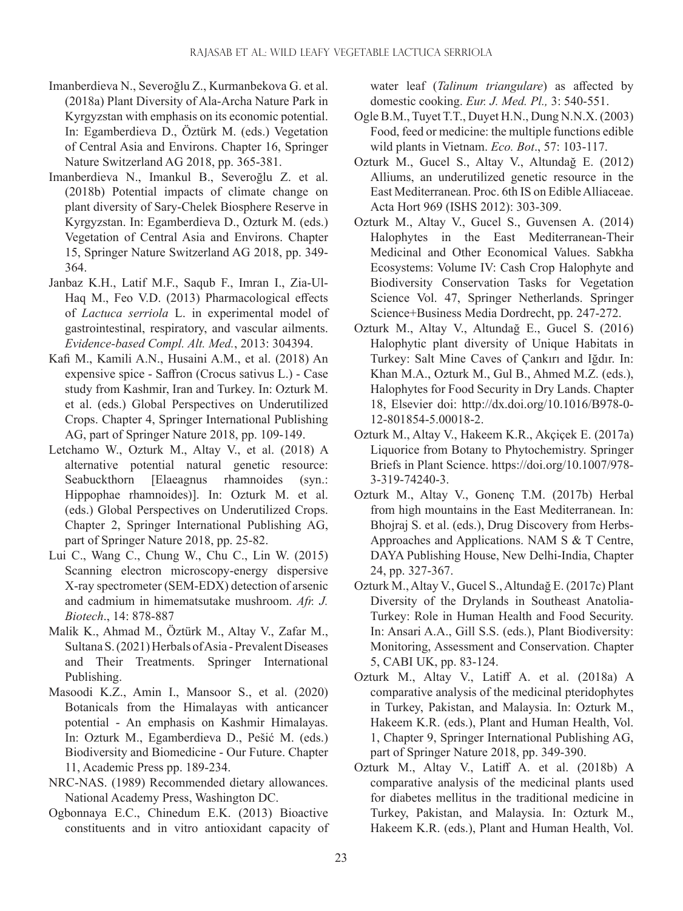Imanberdieva N., Severoğlu Z., Kurmanbekova G. et al. (2018a) Plant Diversity of Ala-Archa Nature Park in Kyrgyzstan with emphasis on its economic potential. In: Egamberdieva D., Öztürk M. (eds.) Vegetation of Central Asia and Environs. Chapter 16, Springer Nature Switzerland AG 2018, pp. 365-381.

Imanberdieva N., Imankul B., Severoğlu Z. et al. (2018b) Potential impacts of climate change on plant diversity of Sary-Chelek Biosphere Reserve in Kyrgyzstan. In: Egamberdieva D., Ozturk M. (eds.) Vegetation of Central Asia and Environs. Chapter 15, Springer Nature Switzerland AG 2018, pp. 349-364.

Janbaz K.H., Latif M.F., Saqub F., Imran I., Zia-Ul-Haq M., Feo V.D. (2013) Pharmacological effects of *Lactuca serriola* L. in experimental model of gastrointestinal, respiratory, and vascular ailments. *Evidence-based Compl. Alt. Med.*, 2013: 304394.

Kafi M., Kamili A.N., Husaini A.M., et al. (2018) An expensive spice - Saffron (Crocus sativus L.) - Case study from Kashmir, Iran and Turkey. In: Ozturk M. et al. (eds.) Global Perspectives on Underutilized Crops. Chapter 4, Springer International Publishing AG, part of Springer Nature 2018, pp. 109-149.

Letchamo W., Ozturk M., Altay V., et al. (2018) A alternative potential natural genetic resource: Seabuckthorn [Elaeagnus rhamnoides (syn.: Hippophae rhamnoides)]. In: Ozturk M. et al. (eds.) Global Perspectives on Underutilized Crops. Chapter 2, Springer International Publishing AG, part of Springer Nature 2018, pp. 25-82.

Lui C., Wang C., Chung W., Chu C., Lin W. (2015) Scanning electron microscopy-energy dispersive X-ray spectrometer (SEM-EDX) detection of arsenic and cadmium in himematsutake mushroom. *Afr. J. Biotech*., 14: 878-887

Malik K., Ahmad M., Öztürk M., Altay V., Zafar M., Sultana S. (2021) Herbals of Asia - Prevalent Diseases and Their Treatments. Springer International Publishing.

Masoodi K.Z., Amin I., Mansoor S., et al. (2020) Botanicals from the Himalayas with anticancer potential - An emphasis on Kashmir Himalayas. In: Ozturk M., Egamberdieva D., Pešić M. (eds.) Biodiversity and Biomedicine - Our Future. Chapter 11, Academic Press pp. 189-234.

NRC-NAS. (1989) Recommended dietary allowances. National Academy Press, Washington DC.

Ogbonnaya E.C., Chinedum E.K. (2013) Bioactive constituents and in vitro antioxidant capacity of water leaf (*Talinum triangulare*) as affected by domestic cooking. *Eur. J. Med. Pl.,* 3: 540-551.

Ogle B.M., Tuyet T.T., Duyet H.N., Dung N.N.X. (2003) Food, feed or medicine: the multiple functions edible wild plants in Vietnam. *Eco. Bot*., 57: 103-117.

Ozturk M., Gucel S., Altay V., Altundağ E. (2012) Alliums, an underutilized genetic resource in the East Mediterranean. Proc. 6th IS on Edible Alliaceae. Acta Hort 969 (ISHS 2012): 303-309.

Ozturk M., Altay V., Gucel S., Guvensen A. (2014) Halophytes in the East Mediterranean-Their Medicinal and Other Economical Values. Sabkha Ecosystems: Volume IV: Cash Crop Halophyte and Biodiversity Conservation Tasks for Vegetation Science Vol. 47, Springer Netherlands. Springer Science+Business Media Dordrecht, pp. 247-272.

Ozturk M., Altay V., Altundağ E., Gucel S. (2016) Halophytic plant diversity of Unique Habitats in Turkey: Salt Mine Caves of Çankırı and Iğdır. In: Khan M.A., Ozturk M., Gul B., Ahmed M.Z. (eds.), Halophytes for Food Security in Dry Lands. Chapter 18, Elsevier doi: http://dx.doi.org/10.1016/B978-0-12-801854-5.00018-2.

Ozturk M., Altay V., Hakeem K.R., Akçiçek E. (2017a) Liquorice from Botany to Phytochemistry. Springer Briefs in Plant Science. https://doi.org/10.1007/978-3-319-74240-3.

Ozturk M., Altay V., Gonenç T.M. (2017b) Herbal from high mountains in the East Mediterranean. In: Bhojraj S. et al. (eds.), Drug Discovery from Herbs-Approaches and Applications. NAM S & T Centre, DAYA Publishing House, New Delhi-India, Chapter 24, pp. 327-367.

Ozturk M., Altay V., Gucel S., Altundağ E. (2017c) Plant Diversity of the Drylands in Southeast Anatolia-Turkey: Role in Human Health and Food Security. In: Ansari A.A., Gill S.S. (eds.), Plant Biodiversity: Monitoring, Assessment and Conservation. Chapter 5, CABI UK, pp. 83-124.

Ozturk M., Altay V., Latiff A. et al. (2018a) A comparative analysis of the medicinal pteridophytes in Turkey, Pakistan, and Malaysia. In: Ozturk M., Hakeem K.R. (eds.), Plant and Human Health, Vol. 1, Chapter 9, Springer International Publishing AG, part of Springer Nature 2018, pp. 349-390.

Ozturk M., Altay V., Latiff A. et al. (2018b) A comparative analysis of the medicinal plants used for diabetes mellitus in the traditional medicine in Turkey, Pakistan, and Malaysia. In: Ozturk M., Hakeem K.R. (eds.), Plant and Human Health, Vol.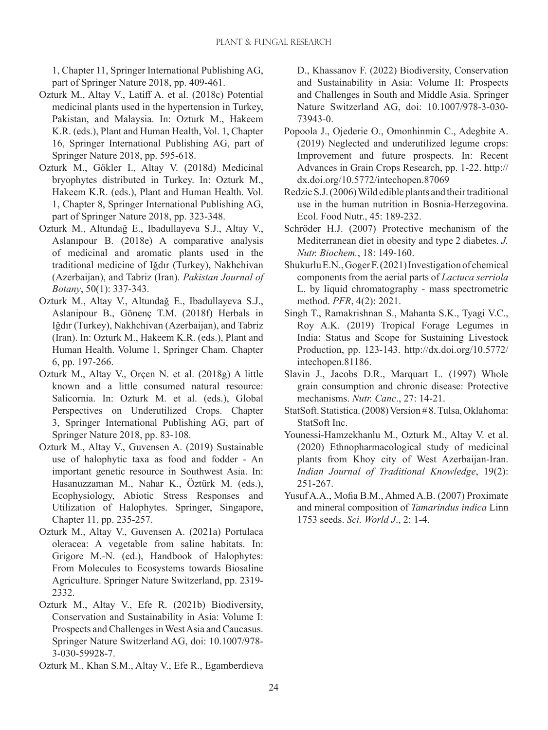1, Chapter 11, Springer International Publishing AG, part of Springer Nature 2018, pp. 409-461.

Ozturk M., Altay V., Latiff A. et al. (2018c) Potential medicinal plants used in the hypertension in Turkey, Pakistan, and Malaysia. In: Ozturk M., Hakeem K.R. (eds.), Plant and Human Health, Vol. 1, Chapter 16, Springer International Publishing AG, part of Springer Nature 2018, pp. 595-618.

Ozturk M., Gökler I., Altay V. (2018d) Medicinal bryophytes distributed in Turkey. In: Ozturk M., Hakeem K.R. (eds.), Plant and Human Health. Vol. 1, Chapter 8, Springer International Publishing AG, part of Springer Nature 2018, pp. 323-348.

Ozturk M., Altundağ E., Ibadullayeva S.J., Altay V., Aslanıpour B. (2018e) A comparative analysis of medicinal and aromatic plants used in the traditional medicine of Iğdır (Turkey), Nakhchivan (Azerbaijan), and Tabriz (Iran). *Pakistan Journal of Botany*, 50(1): 337-343.

Ozturk M., Altay V., Altundağ E., Ibadullayeva S.J., Aslanipour B., Gönenç T.M. (2018f) Herbals in Iğdır (Turkey), Nakhchivan (Azerbaijan), and Tabriz (Iran). In: Ozturk M., Hakeem K.R. (eds.), Plant and Human Health. Volume 1, Springer Cham. Chapter 6, pp. 197-266.

Ozturk M., Altay V., Orçen N. et al. (2018g) A little known and a little consumed natural resource: Salicornia. In: Ozturk M. et al. (eds.), Global Perspectives on Underutilized Crops. Chapter 3, Springer International Publishing AG, part of Springer Nature 2018, pp. 83-108.

Ozturk M., Altay V., Guvensen A. (2019) Sustainable use of halophytic taxa as food and fodder - An important genetic resource in Southwest Asia. In: Hasanuzzaman M., Nahar K., Öztürk M. (eds.), Ecophysiology, Abiotic Stress Responses and Utilization of Halophytes. Springer, Singapore, Chapter 11, pp. 235-257.

Ozturk M., Altay V., Guvensen A. (2021a) Portulaca oleracea: A vegetable from saline habitats. In: Grigore M.-N. (ed.), Handbook of Halophytes: From Molecules to Ecosystems towards Biosaline Agriculture. Springer Nature Switzerland, pp. 2319-2332.

Ozturk M., Altay V., Efe R. (2021b) Biodiversity, Conservation and Sustainability in Asia: Volume I: Prospects and Challenges in West Asia and Caucasus. Springer Nature Switzerland AG, doi: 10.1007/978-3-030-59928-7.

Ozturk M., Khan S.M., Altay V., Efe R., Egamberdieva D., Khassanov F. (2022) Biodiversity, Conservation and Sustainability in Asia: Volume II: Prospects and Challenges in South and Middle Asia. Springer Nature Switzerland AG, doi: 10.1007/978-3-030-73943-0.

Popoola J., Ojederie O., Omonhinmin C., Adegbite A. (2019) Neglected and underutilized legume crops: Improvement and future prospects. In: Recent Advances in Grain Crops Research, pp. 1-22. http://dx.doi.org/10.5772/intechopen.87069

Redzic S.J. (2006) Wild edible plants and their traditional use in the human nutrition in Bosnia-Herzegovina. Ecol. Food Nutr., 45: 189-232.

Schröder H.J. (2007) Protective mechanism of the Mediterranean diet in obesity and type 2 diabetes. *J. Nutr. Biochem.*, 18: 149-160.

Shukurlu E.N., Goger F. (2021) Investigation of chemical components from the aerial parts of *Lactuca serriola* L. by liquid chromatography - mass spectrometric method. *PFR*, 4(2): 2021.

Singh T., Ramakrishnan S., Mahanta S.K., Tyagi V.C., Roy A.K. (2019) Tropical Forage Legumes in India: Status and Scope for Sustaining Livestock Production, pp. 123-143. http://dx.doi.org/10.5772/intechopen.81186.

Slavin J., Jacobs D.R., Marquart L. (1997) Whole grain consumption and chronic disease: Protective mechanisms. *Nutr. Canc*., 27: 14-21.

StatSoft. Statistica. (2008) Version # 8. Tulsa, Oklahoma: StatSoft Inc.

Younessi-Hamzekhanlu M., Ozturk M., Altay V. et al. (2020) Ethnopharmacological study of medicinal plants from Khoy city of West Azerbaijan-Iran. *Indian Journal of Traditional Knowledge*, 19(2): 251-267.

Yusuf A.A., Mofia B.M., Ahmed A.B. (2007) Proximate and mineral composition of *Tamarindus indica* Linn 1753 seeds. *Sci. World J*., 2: 1-4.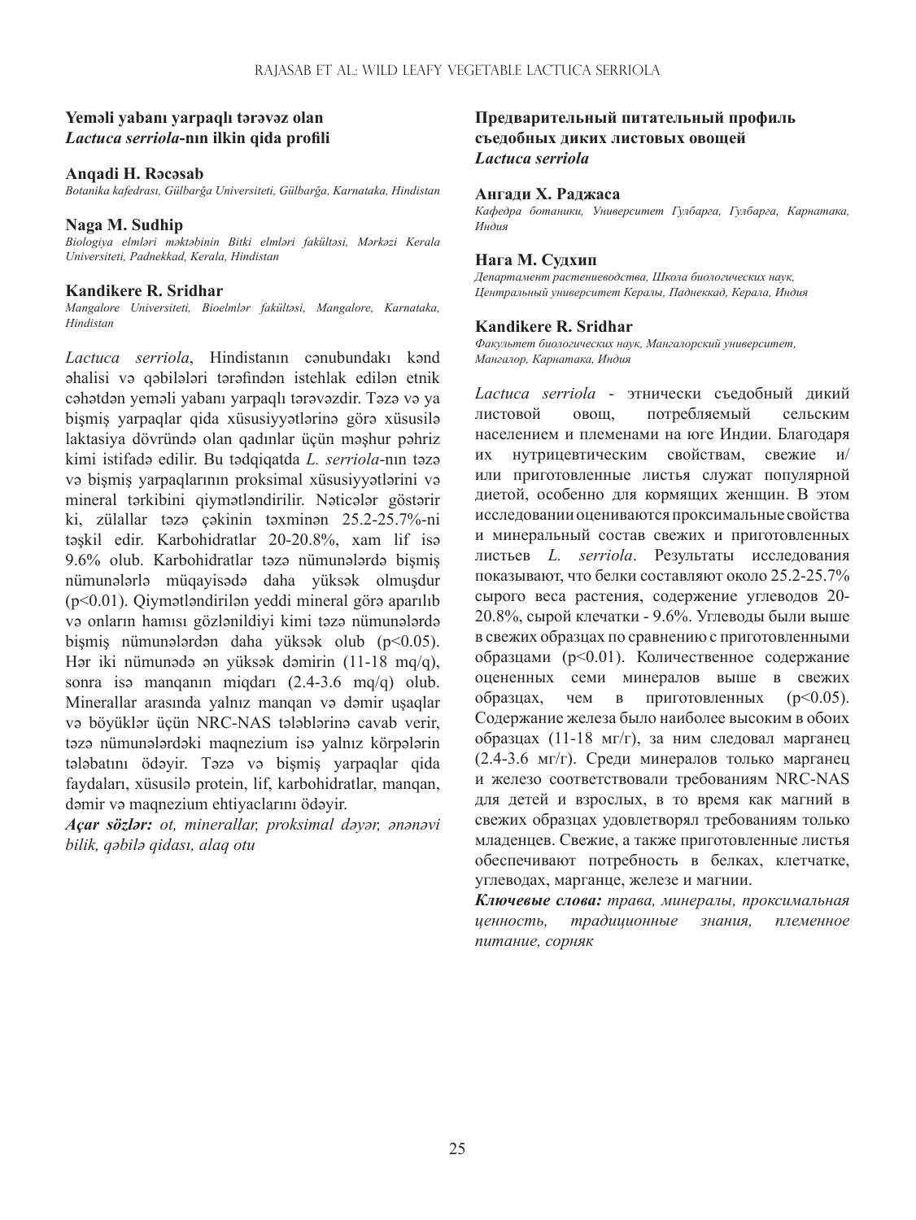## Yeməli yabanı yarpaqlı tərəvəz olan *Lactuca serriola*-nın ilkin qida profili

**Anqadi H. Rəcəsab**
*Botanika kafedrası, Gülbarğa Universiteti, Gülbarğa, Karnataka, Hindistan*

**Naga M. Sudhip**
*Biologiya elmləri məktəbinin Bitki elmləri fakültəsi, Mərkəzi Kerala Universiteti, Padnekkad, Kerala, Hindistan*

**Kandikere R. Sridhar**
*Mangalore Universiteti, Bioelmlər fakültəsi, Mangalore, Karnataka, Hindistan*

*Lactuca serriola*, Hindistanın cənubundakı kənd əhalisi və qəbilələri tərəfindən istehlak edilən etnik cəhətdən yeməli yabanı yarpaqlı tərəvəzdir. Təzə və ya bişmiş yarpaqlar qida xüsusiyyətlərinə görə xüsusilə laktasiya dövründə olan qadınlar üçün məşhur pəhriz kimi istifadə edilir. Bu tədqiqatda *L. serriola*-nın təzə və bişmiş yarpaqlarının proksimal xüsusiyyətlərini və mineral tərkibini qiymətləndirilir. Nəticələr göstərir ki, zülallar təzə çəkinin təxminən 25.2-25.7%-ni təşkil edir. Karbohidratlar 20-20.8%, xam lif isə 9.6% olub. Karbohidratlar təzə nümunələrdə bişmiş nümunələrlə müqayisədə daha yüksək olmuşdur ($p<0.01$). Qiymətləndirilən yeddi mineral görə aparılıb və onların hamısı gözlənildiyi kimi təzə nümunələrdə bişmiş nümunələrdən daha yüksək olub ($p<0.05$). Hər iki nümunədə ən yüksək dəmirin (11-18 mq/q), sonra isə manqanın miqdarı (2.4-3.6 mq/q) olub. Minerallar arasında yalnız manqan və dəmir uşaqlar və böyüklər üçün NRC-NAS tələblərinə cavab verir, təzə nümunələrdəki maqnezium isə yalnız körpələrin tələbatını ödəyir. Təzə və bişmiş yarpaqlar qida faydaları, xüsusilə protein, lif, karbohidratlar, manqan, dəmir və maqnezium ehtiyaclarını ödəyir.

***Açar sözlər:*** *ot, minerallar, proksimal dəyər, ənənəvi bilik, qəbilə qidası, alaq otu*

## Предварительный питательный профиль съедобных диких листовых овощей *Lactuca serriola*

**Ангади Х. Раджаса**
*Кафедра ботаники, Университет Гулбарга, Гулбарга, Карнатака, Индия*

**Нага М. Судхип**
*Департамент растениеводства, Школа биологических наук, Центральный университет Кералы, Паднеккад, Керала, Индия*

**Kandikere R. Sridhar**
*Факультет биологических наук, Мангалорский университет, Мангалор, Карнатака, Индия*

*Lactuca serriola* - этнически съедобный дикий листовой овощ, потребляемый сельским населением и племенами на юге Индии. Благодаря их нутрицевтическим свойствам, свежие и/или приготовленные листья служат популярной диетой, особенно для кормящих женщин. В этом исследовании оцениваются проксимальные свойства и минеральный состав свежих и приготовленных листьев *L. serriola*. Результаты исследования показывают, что белки составляют около 25.2-25.7% сырого веса растения, содержание углеводов 20-20.8%, сырой клечатки - 9.6%. Углеводы были выше в свежих образцах по сравнению с приготовленными образцами ($p<0.01$). Количественное содержание оцененных семи минералов выше в свежих образцах, чем в приготовленных ($p<0.05$). Содержание железа было наиболее высоким в обоих образцах (11-18 мг/г), за ним следовал марганец (2.4-3.6 мг/г). Среди минералов только марганец и железо соответствовали требованиям NRC-NAS для детей и взрослых, в то время как магний в свежих образцах удовлетворял требованиям только младенцев. Свежие, а также приготовленные листья обеспечивают потребность в белках, клетчатке, углеводах, марганце, железе и магнии.

***Ключевые слова:*** *трава, минералы, проксимальная ценность, традиционные знания, племенное питание, сорняк*